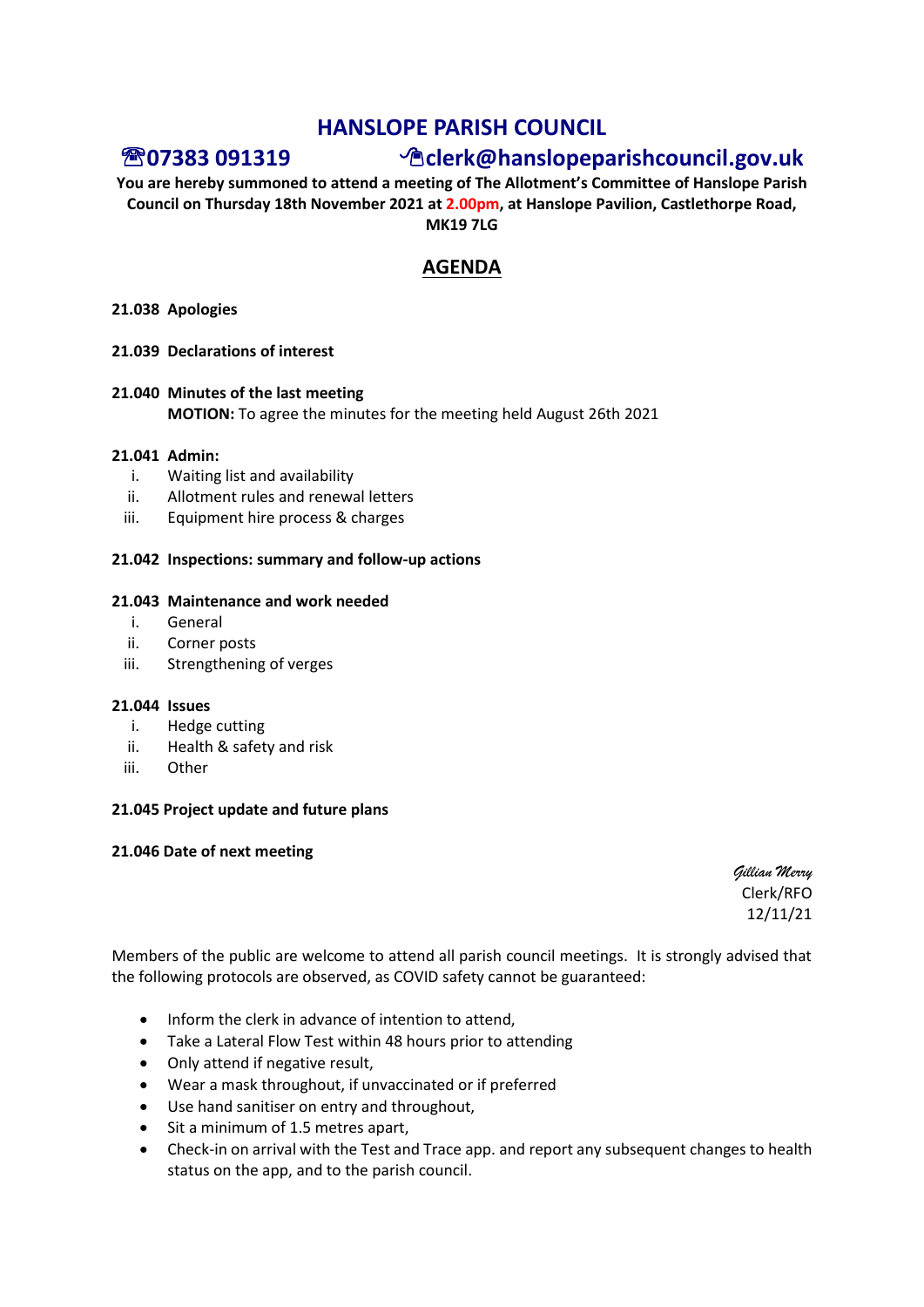# HANSLOPE PARISH COUNCIL

**☎07383 091319** **✉clerk@hanslopeparishcouncil.gov.uk**

**You are hereby summoned to attend a meeting of The Allotment's Committee of Hanslope Parish Council on Thursday 18th November 2021 at 2.00pm, at Hanslope Pavilion, Castlethorpe Road, MK19 7LG**

## AGENDA

**21.038 Apologies**

**21.039 Declarations of interest**

**21.040 Minutes of the last meeting**
**MOTION:** To agree the minutes for the meeting held August 26th 2021

**21.041 Admin:**

- i. Waiting list and availability
- ii. Allotment rules and renewal letters
- iii. Equipment hire process & charges

**21.042 Inspections: summary and follow-up actions**

**21.043 Maintenance and work needed**

- i. General
- ii. Corner posts
- iii. Strengthening of verges

**21.044 Issues**

- i. Hedge cutting
- ii. Health & safety and risk
- iii. Other

**21.045 Project update and future plans**

**21.046 Date of next meeting**

*Gillian Merry*
Clerk/RFO
12/11/21

Members of the public are welcome to attend all parish council meetings. It is strongly advised that the following protocols are observed, as COVID safety cannot be guaranteed:

- Inform the clerk in advance of intention to attend,
- Take a Lateral Flow Test within 48 hours prior to attending
- Only attend if negative result,
- Wear a mask throughout, if unvaccinated or if preferred
- Use hand sanitiser on entry and throughout,
- Sit a minimum of 1.5 metres apart,
- Check-in on arrival with the Test and Trace app. and report any subsequent changes to health status on the app, and to the parish council.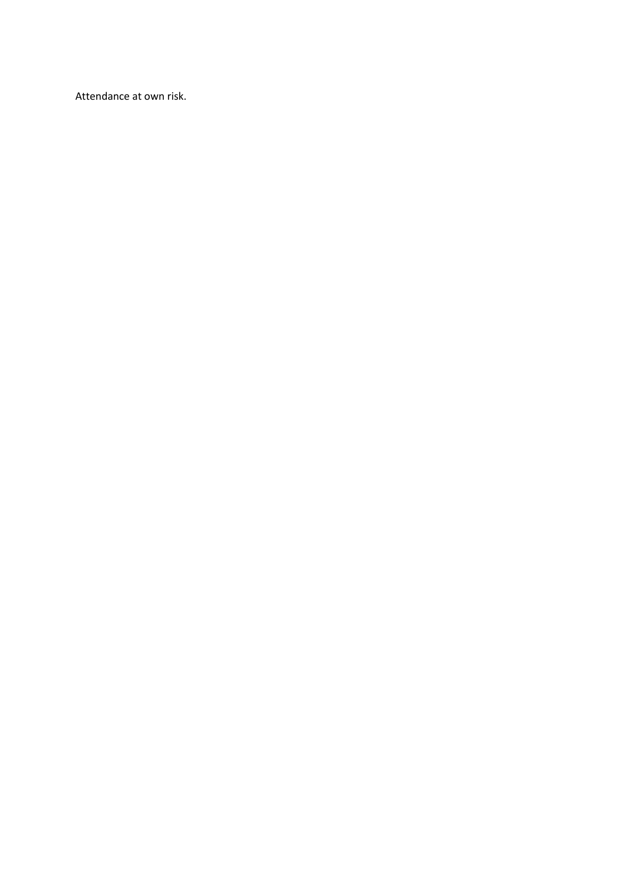Attendance at own risk.